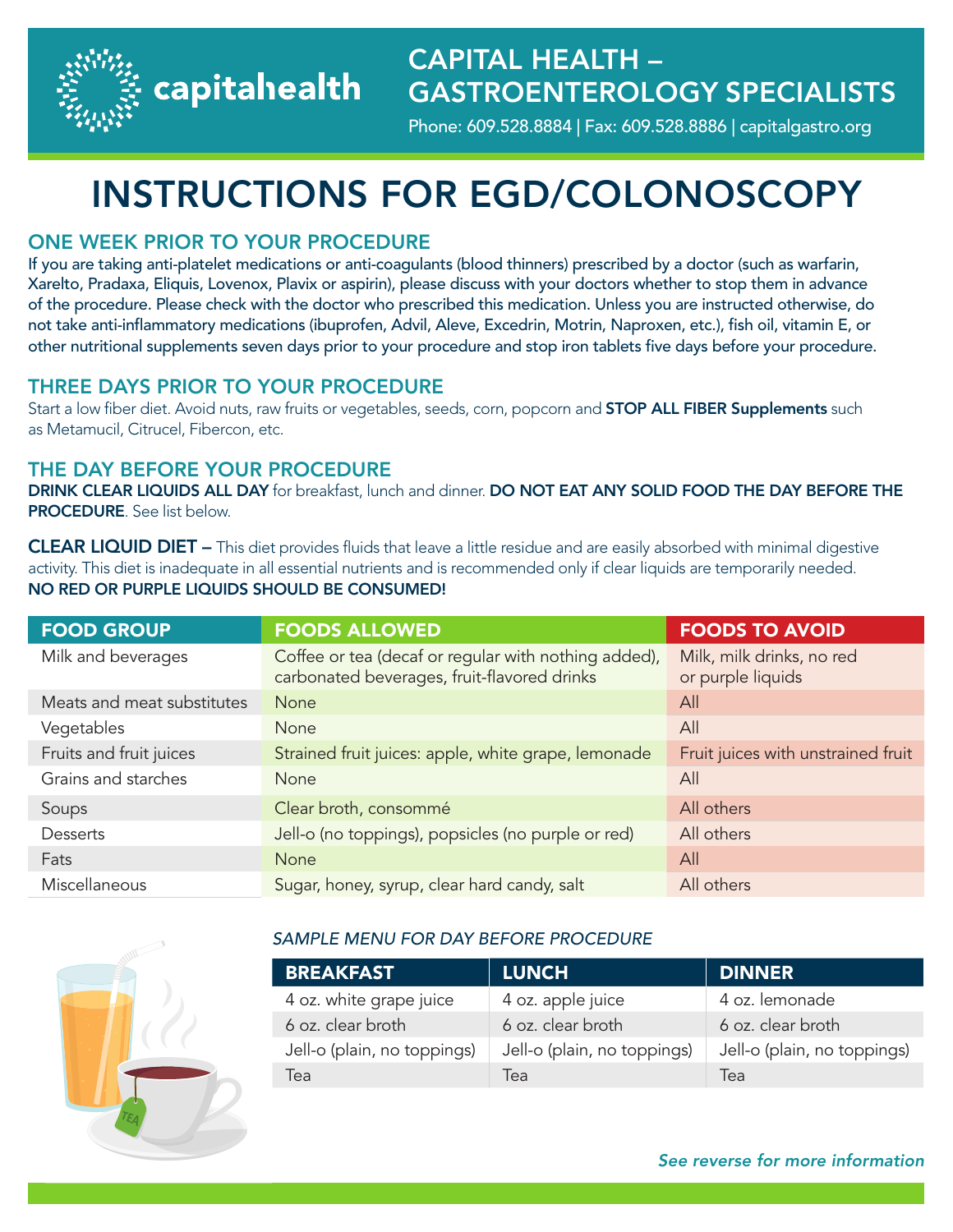**capitalhealth**

## CAPITAL HEALTH – GASTROENTEROLOGY SPECIALISTS

Phone: 609.528.8884 | Fax: 609.528.8886 | capitalgastro.org

# INSTRUCTIONS FOR EGD/COLONOSCOPY

## ONE WEEK PRIOR TO YOUR PROCEDURE

If you are taking anti-platelet medications or anti-coagulants (blood thinners) prescribed by a doctor (such as warfarin, Xarelto, Pradaxa, Eliquis, Lovenox, Plavix or aspirin), please discuss with your doctors whether to stop them in advance of the procedure. Please check with the doctor who prescribed this medication. Unless you are instructed otherwise, do not take anti-inflammatory medications (ibuprofen, Advil, Aleve, Excedrin, Motrin, Naproxen, etc.), fish oil, vitamin E, or other nutritional supplements seven days prior to your procedure and stop iron tablets five days before your procedure.

## THREE DAYS PRIOR TO YOUR PROCEDURE

Start a low fiber diet. Avoid nuts, raw fruits or vegetables, seeds, corn, popcorn and **STOP ALL FIBER Supplements** such as Metamucil, Citrucel, Fibercon, etc.

## THE DAY BEFORE YOUR PROCEDURE

**DRINK CLEAR LIQUIDS ALL DAY** for breakfast, lunch and dinner. **DO NOT EAT ANY SOLID FOOD THE DAY BEFORE THE PROCEDURE**. See list below.

**CLEAR LIQUID DIET –** This diet provides fluids that leave a little residue and are easily absorbed with minimal digestive activity. This diet is inadequate in all essential nutrients and is recommended only if clear liquids are temporarily needed.
**NO RED OR PURPLE LIQUIDS SHOULD BE CONSUMED!**

| FOOD GROUP | FOODS ALLOWED | FOODS TO AVOID |
|---|---|---|
| Milk and beverages | Coffee or tea (decaf or regular with nothing added), carbonated beverages, fruit-flavored drinks | Milk, milk drinks, no red or purple liquids |
| Meats and meat substitutes | None | All |
| Vegetables | None | All |
| Fruits and fruit juices | Strained fruit juices: apple, white grape, lemonade | Fruit juices with unstrained fruit |
| Grains and starches | None | All |
| Soups | Clear broth, consommé | All others |
| Desserts | Jell-o (no toppings), popsicles (no purple or red) | All others |
| Fats | None | All |
| Miscellaneous | Sugar, honey, syrup, clear hard candy, salt | All others |

*SAMPLE MENU FOR DAY BEFORE PROCEDURE*

| BREAKFAST | LUNCH | DINNER |
|---|---|---|
| 4 oz. white grape juice | 4 oz. apple juice | 4 oz. lemonade |
| 6 oz. clear broth | 6 oz. clear broth | 6 oz. clear broth |
| Jell-o (plain, no toppings) | Jell-o (plain, no toppings) | Jell-o (plain, no toppings) |
| Tea | Tea | Tea |

*See reverse for more information*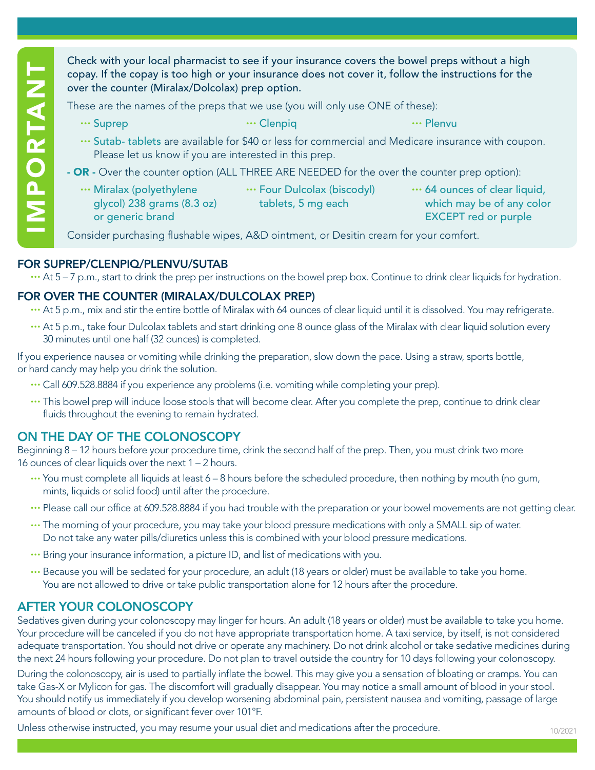## IMPORTANT

Check with your local pharmacist to see if your insurance covers the bowel preps without a high copay. If the copay is too high or your insurance does not cover it, follow the instructions for the over the counter (Miralax/Dolcolax) prep option.

These are the names of the preps that we use (you will only use ONE of these):

- Suprep
- Clenpiq
- Plenvu
- Sutab- tablets are available for $40 or less for commercial and Medicare insurance with coupon. Please let us know if you are interested in this prep.

**- OR -** Over the counter option (ALL THREE ARE NEEDED for the over the counter prep option):

- Miralax (polyethylene glycol) 238 grams (8.3 oz) or generic brand
- Four Dulcolax (biscodyl) tablets, 5 mg each
- 64 ounces of clear liquid, which may be of any color EXCEPT red or purple

Consider purchasing flushable wipes, A&D ointment, or Desitin cream for your comfort.

### FOR SUPREP/CLENPIQ/PLENVU/SUTAB

- At 5 – 7 p.m., start to drink the prep per instructions on the bowel prep box. Continue to drink clear liquids for hydration.

### FOR OVER THE COUNTER (MIRALAX/DULCOLAX PREP)

- At 5 p.m., mix and stir the entire bottle of Miralax with 64 ounces of clear liquid until it is dissolved. You may refrigerate.
- At 5 p.m., take four Dulcolax tablets and start drinking one 8 ounce glass of the Miralax with clear liquid solution every 30 minutes until one half (32 ounces) is completed.

If you experience nausea or vomiting while drinking the preparation, slow down the pace. Using a straw, sports bottle, or hard candy may help you drink the solution.

- Call 609.528.8884 if you experience any problems (i.e. vomiting while completing your prep).
- This bowel prep will induce loose stools that will become clear. After you complete the prep, continue to drink clear fluids throughout the evening to remain hydrated.

## ON THE DAY OF THE COLONOSCOPY

Beginning 8 – 12 hours before your procedure time, drink the second half of the prep. Then, you must drink two more 16 ounces of clear liquids over the next 1 – 2 hours.

- You must complete all liquids at least 6 – 8 hours before the scheduled procedure, then nothing by mouth (no gum, mints, liquids or solid food) until after the procedure.
- Please call our office at 609.528.8884 if you had trouble with the preparation or your bowel movements are not getting clear.
- The morning of your procedure, you may take your blood pressure medications with only a SMALL sip of water. Do not take any water pills/diuretics unless this is combined with your blood pressure medications.
- Bring your insurance information, a picture ID, and list of medications with you.
- Because you will be sedated for your procedure, an adult (18 years or older) must be available to take you home. You are not allowed to drive or take public transportation alone for 12 hours after the procedure.

## AFTER YOUR COLONOSCOPY

Sedatives given during your colonoscopy may linger for hours. An adult (18 years or older) must be available to take you home. Your procedure will be canceled if you do not have appropriate transportation home. A taxi service, by itself, is not considered adequate transportation. You should not drive or operate any machinery. Do not drink alcohol or take sedative medicines during the next 24 hours following your procedure. Do not plan to travel outside the country for 10 days following your colonoscopy.

During the colonoscopy, air is used to partially inflate the bowel. This may give you a sensation of bloating or cramps. You can take Gas-X or Mylicon for gas. The discomfort will gradually disappear. You may notice a small amount of blood in your stool. You should notify us immediately if you develop worsening abdominal pain, persistent nausea and vomiting, passage of large amounts of blood or clots, or significant fever over 101°F.

Unless otherwise instructed, you may resume your usual diet and medications after the procedure.

10/2021